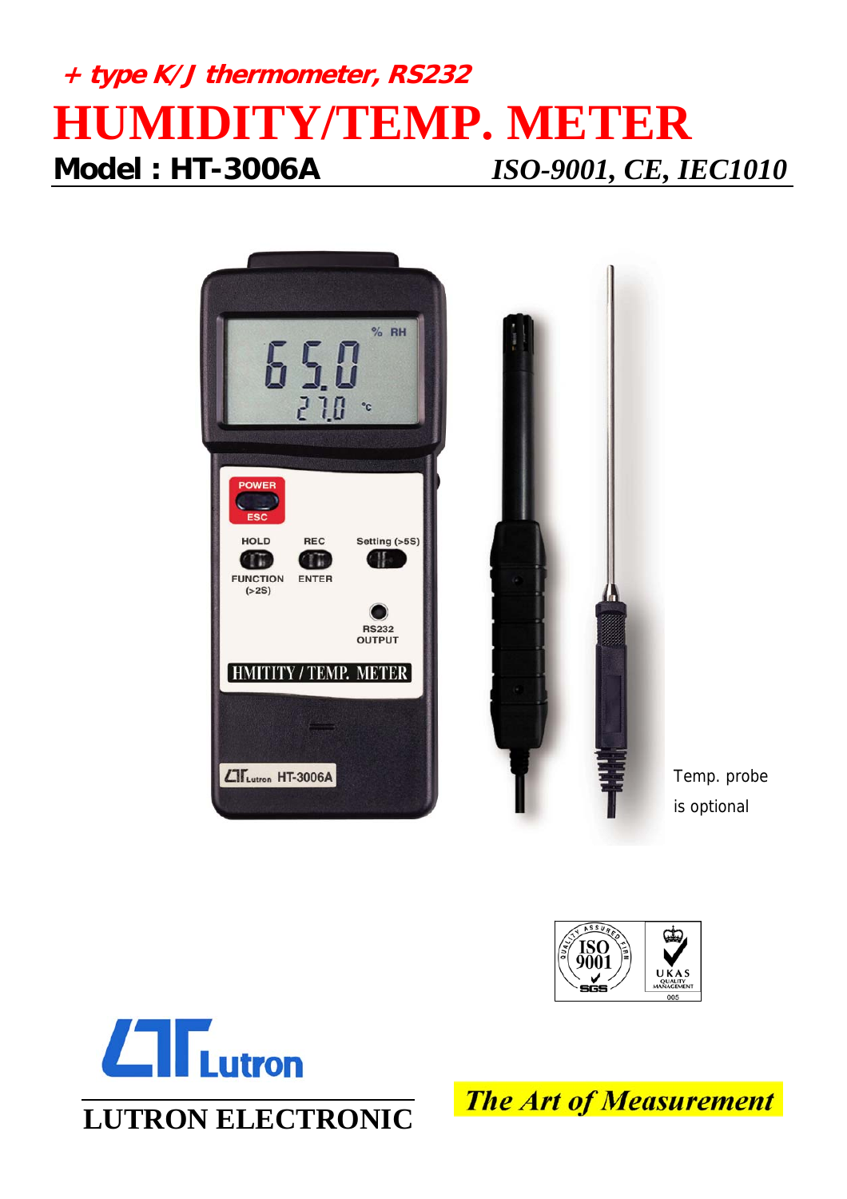**+ type K/J thermometer, RS232**

# HUMIDITY/TEMP. METER

**Model : HT-3006A** *ISO-9001, CE, IEC1010*

Temp. probe is optional

LUTRON ELECTRONIC

*The Art of Measurement*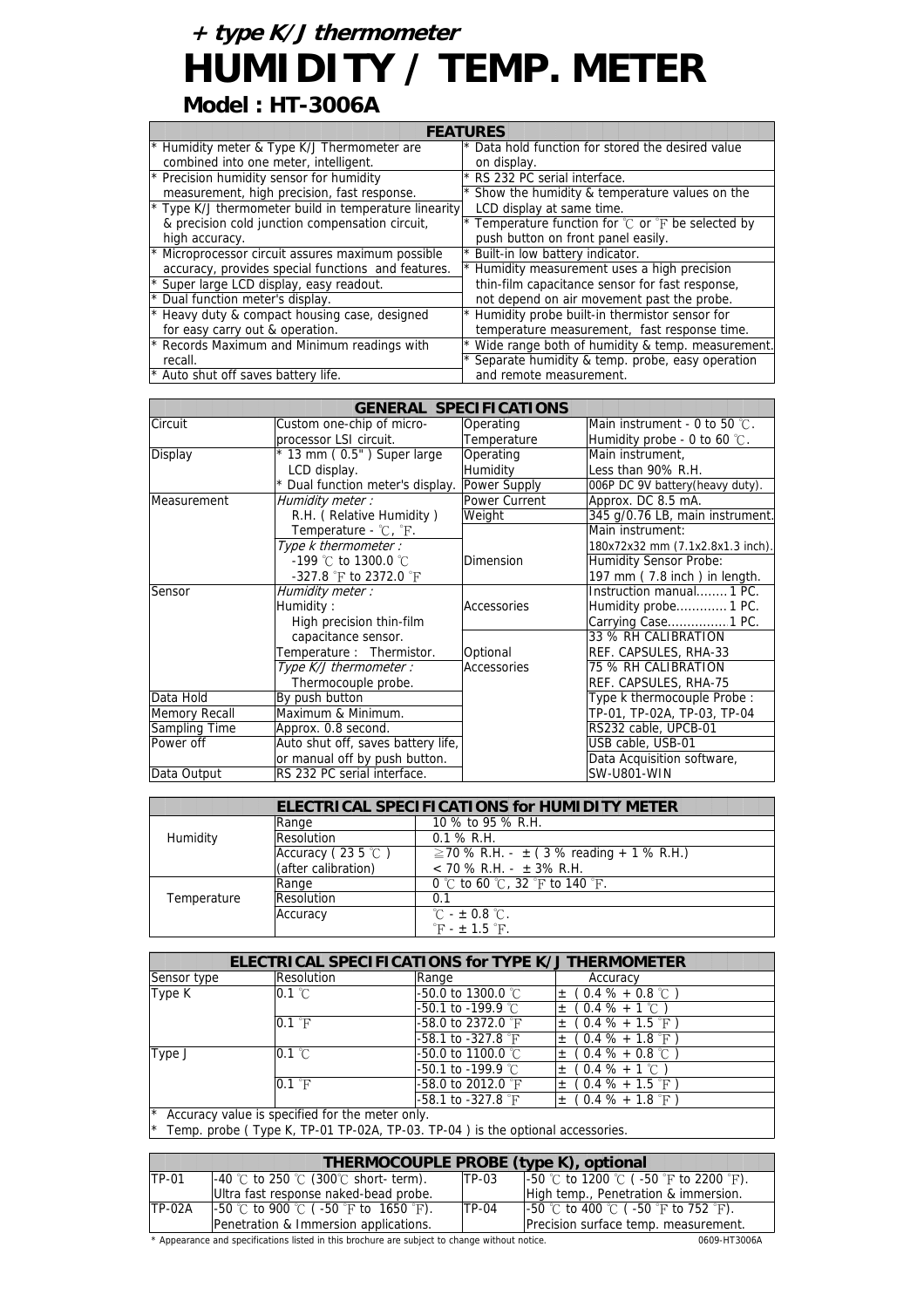## + type K/J thermometer

# HUMIDITY / TEMP. METER

### Model : HT-3006A

| FEATURES | |
|---|---|
| * Humidity meter & Type K/J Thermometer are combined into one meter, intelligent. | * Data hold function for stored the desired value on display. |
| * Precision humidity sensor for humidity measurement, high precision, fast response. | * RS 232 PC serial interface. |
| * Type K/J thermometer build in temperature linearity & precision cold junction compensation circuit, high accuracy. | * Show the humidity & temperature values on the LCD display at same time. |
| * Microprocessor circuit assures maximum possible accuracy, provides special functions and features. | * Temperature function for ℃ or ℉ be selected by push button on front panel easily. |
| * Super large LCD display, easy readout. | * Built-in low battery indicator. |
| * Dual function meter's display. | * Humidity measurement uses a high precision thin-film capacitance sensor for fast response, not depend on air movement past the probe. |
| * Heavy duty & compact housing case, designed for easy carry out & operation. | * Humidity probe built-in thermistor sensor for temperature measurement, fast response time. |
| * Records Maximum and Minimum readings with recall. | * Wide range both of humidity & temp. measurement. |
| * Auto shut off saves battery life. | * Separate humidity & temp. probe, easy operation and remote measurement. |

| GENERAL SPECIFICATIONS | | | |
|---|---|---|---|
| Circuit | Custom one-chip of micro-processor LSI circuit. | Operating Temperature | Main instrument - 0 to 50 ℃. Humidity probe - 0 to 60 ℃. |
| Display | * 13 mm ( 0.5" ) Super large LCD display.<br>* Dual function meter's display. | Operating Humidity | Main instrument, Less than 90% R.H. |
| | | Power Supply | 006P DC 9V battery(heavy duty). |
| Measurement | *Humidity meter :*<br>R.H. ( Relative Humidity )<br>Temperature - ℃, ℉.<br>*Type k thermometer :*<br>-199 ℃ to 1300.0 ℃<br>-327.8 ℉ to 2372.0 ℉ | Power Current | Approx. DC 8.5 mA. |
| | | Weight | 345 g/0.76 LB, main instrument. |
| | | Dimension | Main instrument: 180x72x32 mm (7.1x2.8x1.3 inch). Humidity Sensor Probe: 197 mm ( 7.8 inch ) in length. |
| Sensor | *Humidity meter :*<br>Humidity : High precision thin-film capacitance sensor.<br>Temperature : Thermistor.<br>*Type K/J thermometer :*<br>Thermocouple probe. | Accessories | Instruction manual........ 1 PC.<br>Humidity probe............. 1 PC.<br>Carrying Case............... 1 PC. |
| | | Optional Accessories | 33 % RH CALIBRATION REF. CAPSULES, RHA-33<br>75 % RH CALIBRATION REF. CAPSULES, RHA-75<br>Type k thermocouple Probe : TP-01, TP-02A, TP-03, TP-04<br>RS232 cable, UPCB-01<br>USB cable, USB-01<br>Data Acquisition software, SW-U801-WIN |
| Data Hold | By push button | | |
| Memory Recall | Maximum & Minimum. | | |
| Sampling Time | Approx. 0.8 second. | | |
| Power off | Auto shut off, saves battery life, or manual off by push button. | | |
| Data Output | RS 232 PC serial interface. | | |

| ELECTRICAL SPECIFICATIONS for HUMIDITY METER | | |
|---|---|---|
| Humidity | Range | 10 % to 95 % R.H. |
| | Resolution | 0.1 % R.H. |
| | Accuracy ( 23 5 ℃ ) (after calibration) | ≧70 % R.H. - ± ( 3 % reading + 1 % R.H.)<br>< 70 % R.H. - ± 3% R.H. |
| Temperature | Range | 0 ℃ to 60 ℃, 32 ℉ to 140 ℉. |
| | Resolution | 0.1 |
| | Accuracy | ℃ - ± 0.8 ℃.<br>℉ - ± 1.5 ℉. |

| ELECTRICAL SPECIFICATIONS for TYPE K/J THERMOMETER | | | |
|---|---|---|---|
| Sensor type | Resolution | Range | Accuracy |
| Type K | 0.1 ℃ | -50.0 to 1300.0 ℃ | ± ( 0.4 % + 0.8 ℃ ) |
| | | -50.1 to -199.9 ℃ | ± ( 0.4 % + 1 ℃ ) |
| | 0.1 ℉ | -58.0 to 2372.0 ℉ | ± ( 0.4 % + 1.5 ℉ ) |
| | | -58.1 to -327.8 ℉ | ± ( 0.4 % + 1.8 ℉ ) |
| Type J | 0.1 ℃ | -50.0 to 1100.0 ℃ | ± ( 0.4 % + 0.8 ℃ ) |
| | | -50.1 to -199.9 ℃ | ± ( 0.4 % + 1 ℃ ) |
| | 0.1 ℉ | -58.0 to 2012.0 ℉ | ± ( 0.4 % + 1.5 ℉ ) |
| | | -58.1 to -327.8 ℉ | ± ( 0.4 % + 1.8 ℉ ) |

* Accuracy value is specified for the meter only.
* Temp. probe ( Type K, TP-01 TP-02A, TP-03. TP-04 ) is the optional accessories.

| THERMOCOUPLE PROBE (type K), optional | | | |
|---|---|---|---|
| TP-01 | -40 ℃ to 250 ℃ (300℃ short- term). Ultra fast response naked-bead probe. | TP-03 | -50 ℃ to 1200 ℃ ( -50 ℉ to 2200 ℉). High temp., Penetration & immersion. |
| TP-02A | -50 ℃ to 900 ℃ ( -50 ℉ to 1650 ℉). Penetration & Immersion applications. | TP-04 | -50 ℃ to 400 ℃ ( -50 ℉ to 752 ℉). Precision surface temp. measurement. |

* Appearance and specifications listed in this brochure are subject to change without notice. 0609-HT3006A